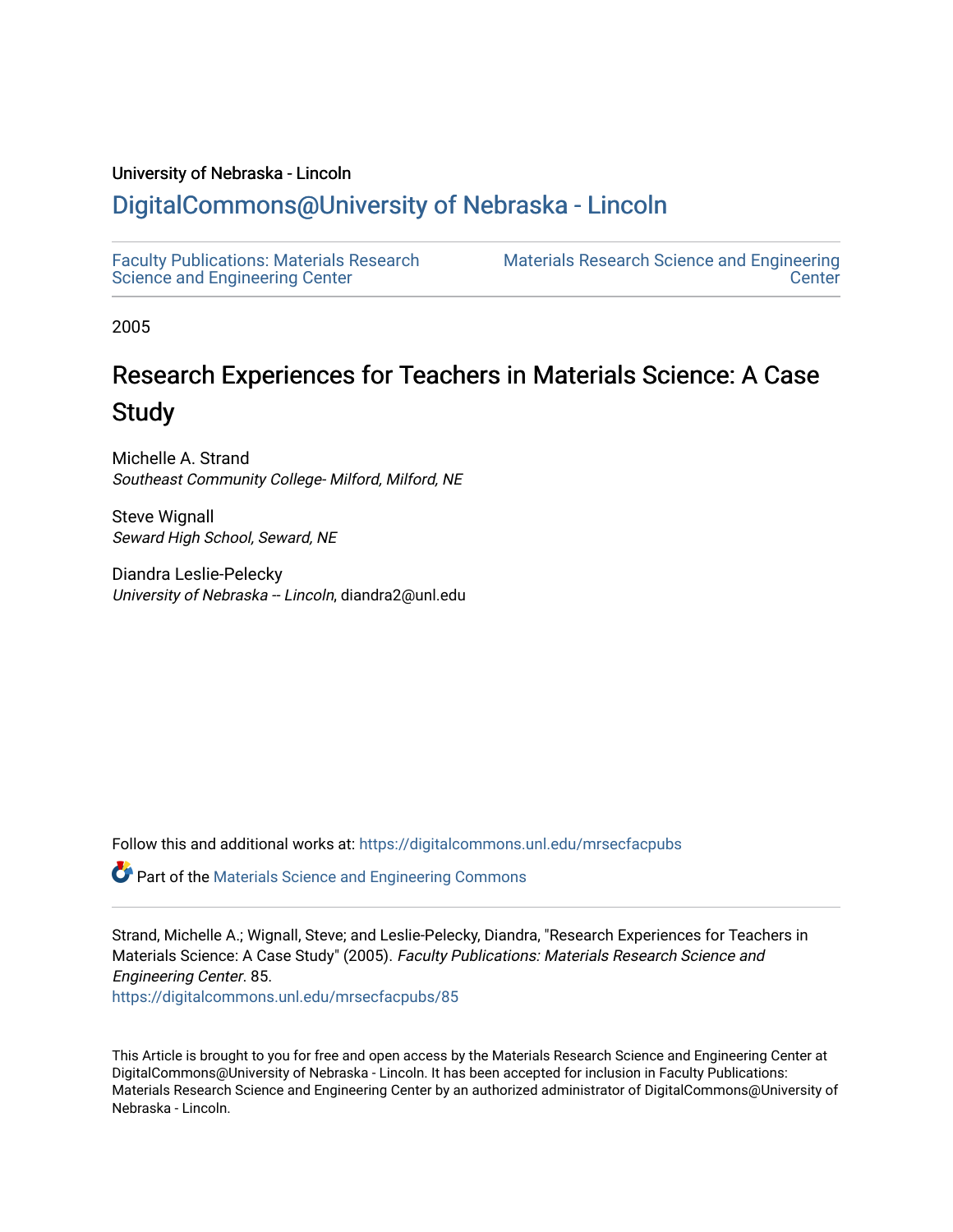University of Nebraska - Lincoln

## DigitalCommons@University of Nebraska - Lincoln

Faculty Publications: Materials Research Science and Engineering Center

Materials Research Science and Engineering Center

2005

# Research Experiences for Teachers in Materials Science: A Case Study

Michelle A. Strand
*Southeast Community College- Milford, Milford, NE*

Steve Wignall
*Seward High School, Seward, NE*

Diandra Leslie-Pelecky
*University of Nebraska -- Lincoln*, diandra2@unl.edu

Follow this and additional works at: https://digitalcommons.unl.edu/mrsecfacpubs

Part of the Materials Science and Engineering Commons

Strand, Michelle A.; Wignall, Steve; and Leslie-Pelecky, Diandra, "Research Experiences for Teachers in Materials Science: A Case Study" (2005). *Faculty Publications: Materials Research Science and Engineering Center*. 85.
https://digitalcommons.unl.edu/mrsecfacpubs/85

This Article is brought to you for free and open access by the Materials Research Science and Engineering Center at DigitalCommons@University of Nebraska - Lincoln. It has been accepted for inclusion in Faculty Publications: Materials Research Science and Engineering Center by an authorized administrator of DigitalCommons@University of Nebraska - Lincoln.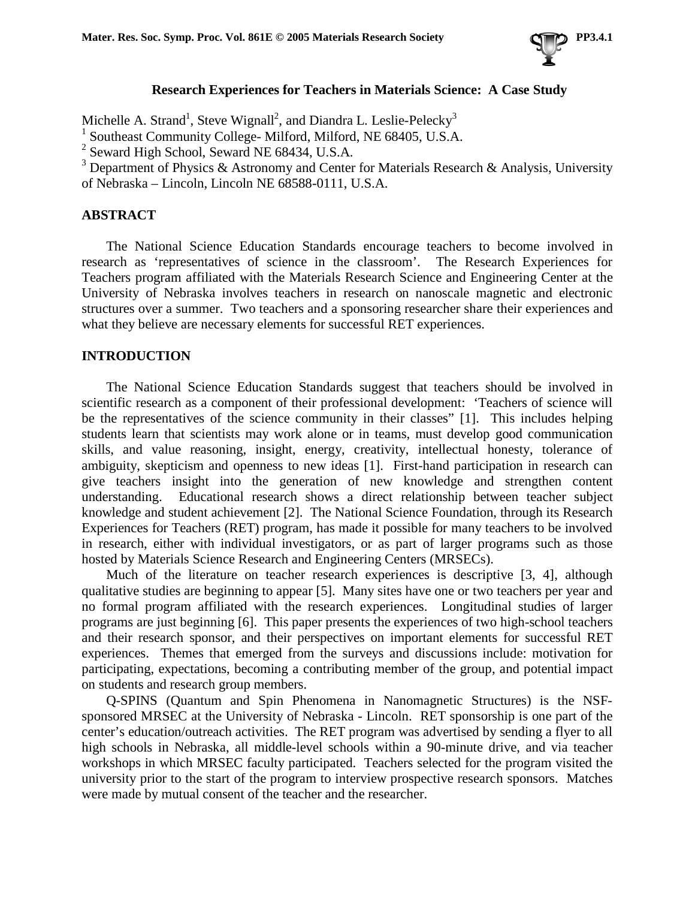# Research Experiences for Teachers in Materials Science: A Case Study

Michelle A. Strand[1], Steve Wignall[2], and Diandra L. Leslie-Pelecky[3]

[1] Southeast Community College- Milford, Milford, NE 68405, U.S.A.

[2] Seward High School, Seward NE 68434, U.S.A.

[3] Department of Physics & Astronomy and Center for Materials Research & Analysis, University of Nebraska – Lincoln, Lincoln NE 68588-0111, U.S.A.

## ABSTRACT

The National Science Education Standards encourage teachers to become involved in research as 'representatives of science in the classroom'. The Research Experiences for Teachers program affiliated with the Materials Research Science and Engineering Center at the University of Nebraska involves teachers in research on nanoscale magnetic and electronic structures over a summer. Two teachers and a sponsoring researcher share their experiences and what they believe are necessary elements for successful RET experiences.

## INTRODUCTION

The National Science Education Standards suggest that teachers should be involved in scientific research as a component of their professional development: 'Teachers of science will be the representatives of the science community in their classes" [1]. This includes helping students learn that scientists may work alone or in teams, must develop good communication skills, and value reasoning, insight, energy, creativity, intellectual honesty, tolerance of ambiguity, skepticism and openness to new ideas [1]. First-hand participation in research can give teachers insight into the generation of new knowledge and strengthen content understanding. Educational research shows a direct relationship between teacher subject knowledge and student achievement [2]. The National Science Foundation, through its Research Experiences for Teachers (RET) program, has made it possible for many teachers to be involved in research, either with individual investigators, or as part of larger programs such as those hosted by Materials Science Research and Engineering Centers (MRSECs).

Much of the literature on teacher research experiences is descriptive [3, 4], although qualitative studies are beginning to appear [5]. Many sites have one or two teachers per year and no formal program affiliated with the research experiences. Longitudinal studies of larger programs are just beginning [6]. This paper presents the experiences of two high-school teachers and their research sponsor, and their perspectives on important elements for successful RET experiences. Themes that emerged from the surveys and discussions include: motivation for participating, expectations, becoming a contributing member of the group, and potential impact on students and research group members.

Q-SPINS (Quantum and Spin Phenomena in Nanomagnetic Structures) is the NSF-sponsored MRSEC at the University of Nebraska - Lincoln. RET sponsorship is one part of the center's education/outreach activities. The RET program was advertised by sending a flyer to all high schools in Nebraska, all middle-level schools within a 90-minute drive, and via teacher workshops in which MRSEC faculty participated. Teachers selected for the program visited the university prior to the start of the program to interview prospective research sponsors. Matches were made by mutual consent of the teacher and the researcher.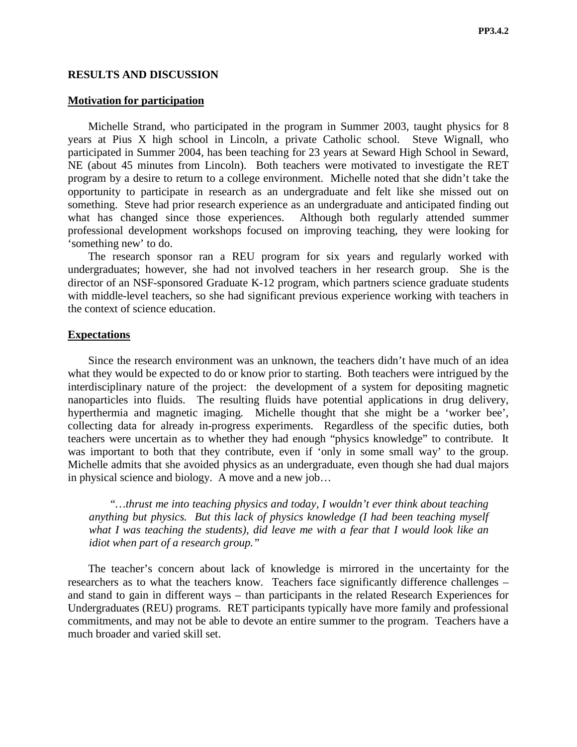## RESULTS AND DISCUSSION

### Motivation for participation

Michelle Strand, who participated in the program in Summer 2003, taught physics for 8 years at Pius X high school in Lincoln, a private Catholic school. Steve Wignall, who participated in Summer 2004, has been teaching for 23 years at Seward High School in Seward, NE (about 45 minutes from Lincoln). Both teachers were motivated to investigate the RET program by a desire to return to a college environment. Michelle noted that she didn't take the opportunity to participate in research as an undergraduate and felt like she missed out on something. Steve had prior research experience as an undergraduate and anticipated finding out what has changed since those experiences. Although both regularly attended summer professional development workshops focused on improving teaching, they were looking for 'something new' to do.

The research sponsor ran a REU program for six years and regularly worked with undergraduates; however, she had not involved teachers in her research group. She is the director of an NSF-sponsored Graduate K-12 program, which partners science graduate students with middle-level teachers, so she had significant previous experience working with teachers in the context of science education.

### Expectations

Since the research environment was an unknown, the teachers didn't have much of an idea what they would be expected to do or know prior to starting. Both teachers were intrigued by the interdisciplinary nature of the project: the development of a system for depositing magnetic nanoparticles into fluids. The resulting fluids have potential applications in drug delivery, hyperthermia and magnetic imaging. Michelle thought that she might be a 'worker bee', collecting data for already in-progress experiments. Regardless of the specific duties, both teachers were uncertain as to whether they had enough "physics knowledge" to contribute. It was important to both that they contribute, even if 'only in some small way' to the group. Michelle admits that she avoided physics as an undergraduate, even though she had dual majors in physical science and biology. A move and a new job…

> *"…thrust me into teaching physics and today, I wouldn't ever think about teaching anything but physics. But this lack of physics knowledge (I had been teaching myself what I was teaching the students), did leave me with a fear that I would look like an idiot when part of a research group."*

The teacher's concern about lack of knowledge is mirrored in the uncertainty for the researchers as to what the teachers know. Teachers face significantly difference challenges – and stand to gain in different ways – than participants in the related Research Experiences for Undergraduates (REU) programs. RET participants typically have more family and professional commitments, and may not be able to devote an entire summer to the program. Teachers have a much broader and varied skill set.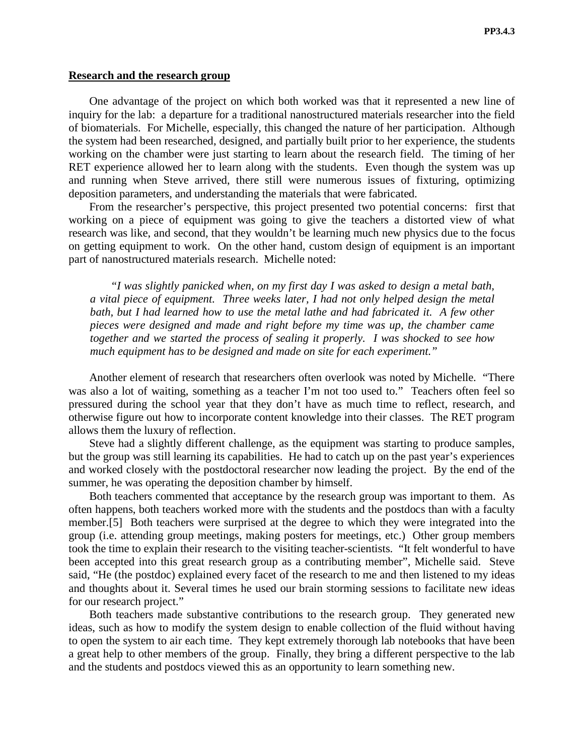## Research and the research group

One advantage of the project on which both worked was that it represented a new line of inquiry for the lab: a departure for a traditional nanostructured materials researcher into the field of biomaterials. For Michelle, especially, this changed the nature of her participation. Although the system had been researched, designed, and partially built prior to her experience, the students working on the chamber were just starting to learn about the research field. The timing of her RET experience allowed her to learn along with the students. Even though the system was up and running when Steve arrived, there still were numerous issues of fixturing, optimizing deposition parameters, and understanding the materials that were fabricated.

From the researcher's perspective, this project presented two potential concerns: first that working on a piece of equipment was going to give the teachers a distorted view of what research was like, and second, that they wouldn't be learning much new physics due to the focus on getting equipment to work. On the other hand, custom design of equipment is an important part of nanostructured materials research. Michelle noted:

> *"I was slightly panicked when, on my first day I was asked to design a metal bath, a vital piece of equipment. Three weeks later, I had not only helped design the metal bath, but I had learned how to use the metal lathe and had fabricated it. A few other pieces were designed and made and right before my time was up, the chamber came together and we started the process of sealing it properly. I was shocked to see how much equipment has to be designed and made on site for each experiment."*

Another element of research that researchers often overlook was noted by Michelle. "There was also a lot of waiting, something as a teacher I'm not too used to." Teachers often feel so pressured during the school year that they don't have as much time to reflect, research, and otherwise figure out how to incorporate content knowledge into their classes. The RET program allows them the luxury of reflection.

Steve had a slightly different challenge, as the equipment was starting to produce samples, but the group was still learning its capabilities. He had to catch up on the past year's experiences and worked closely with the postdoctoral researcher now leading the project. By the end of the summer, he was operating the deposition chamber by himself.

Both teachers commented that acceptance by the research group was important to them. As often happens, both teachers worked more with the students and the postdocs than with a faculty member.[5] Both teachers were surprised at the degree to which they were integrated into the group (i.e. attending group meetings, making posters for meetings, etc.) Other group members took the time to explain their research to the visiting teacher-scientists. "It felt wonderful to have been accepted into this great research group as a contributing member", Michelle said. Steve said, "He (the postdoc) explained every facet of the research to me and then listened to my ideas and thoughts about it. Several times he used our brain storming sessions to facilitate new ideas for our research project."

Both teachers made substantive contributions to the research group. They generated new ideas, such as how to modify the system design to enable collection of the fluid without having to open the system to air each time. They kept extremely thorough lab notebooks that have been a great help to other members of the group. Finally, they bring a different perspective to the lab and the students and postdocs viewed this as an opportunity to learn something new.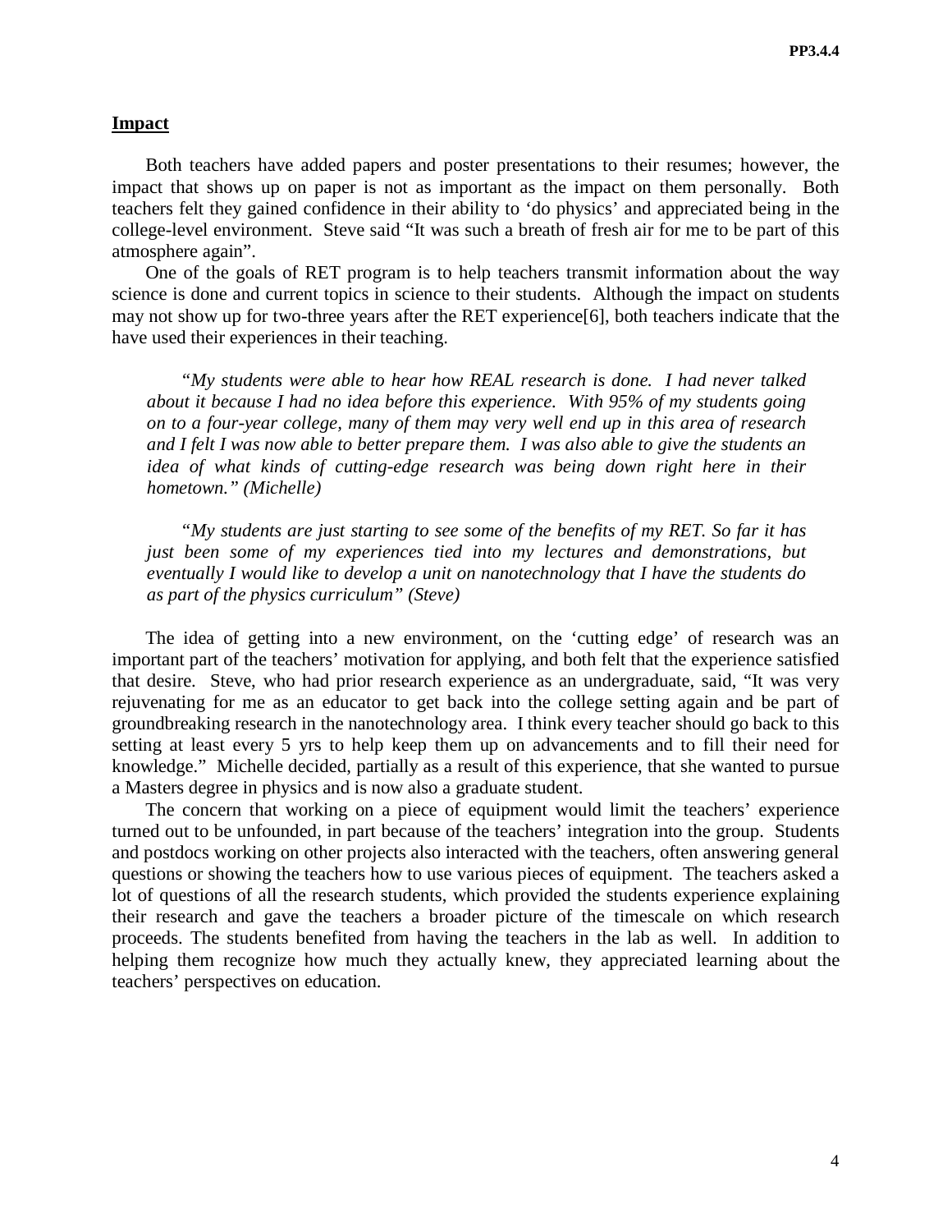## Impact

Both teachers have added papers and poster presentations to their resumes; however, the impact that shows up on paper is not as important as the impact on them personally. Both teachers felt they gained confidence in their ability to 'do physics' and appreciated being in the college-level environment. Steve said "It was such a breath of fresh air for me to be part of this atmosphere again".

One of the goals of RET program is to help teachers transmit information about the way science is done and current topics in science to their students. Although the impact on students may not show up for two-three years after the RET experience[6], both teachers indicate that the have used their experiences in their teaching.

> *"My students were able to hear how REAL research is done. I had never talked about it because I had no idea before this experience. With 95% of my students going on to a four-year college, many of them may very well end up in this area of research and I felt I was now able to better prepare them. I was also able to give the students an idea of what kinds of cutting-edge research was being down right here in their hometown." (Michelle)*

> *"My students are just starting to see some of the benefits of my RET. So far it has just been some of my experiences tied into my lectures and demonstrations, but eventually I would like to develop a unit on nanotechnology that I have the students do as part of the physics curriculum" (Steve)*

The idea of getting into a new environment, on the 'cutting edge' of research was an important part of the teachers' motivation for applying, and both felt that the experience satisfied that desire. Steve, who had prior research experience as an undergraduate, said, "It was very rejuvenating for me as an educator to get back into the college setting again and be part of groundbreaking research in the nanotechnology area. I think every teacher should go back to this setting at least every 5 yrs to help keep them up on advancements and to fill their need for knowledge." Michelle decided, partially as a result of this experience, that she wanted to pursue a Masters degree in physics and is now also a graduate student.

The concern that working on a piece of equipment would limit the teachers' experience turned out to be unfounded, in part because of the teachers' integration into the group. Students and postdocs working on other projects also interacted with the teachers, often answering general questions or showing the teachers how to use various pieces of equipment. The teachers asked a lot of questions of all the research students, which provided the students experience explaining their research and gave the teachers a broader picture of the timescale on which research proceeds. The students benefited from having the teachers in the lab as well. In addition to helping them recognize how much they actually knew, they appreciated learning about the teachers' perspectives on education.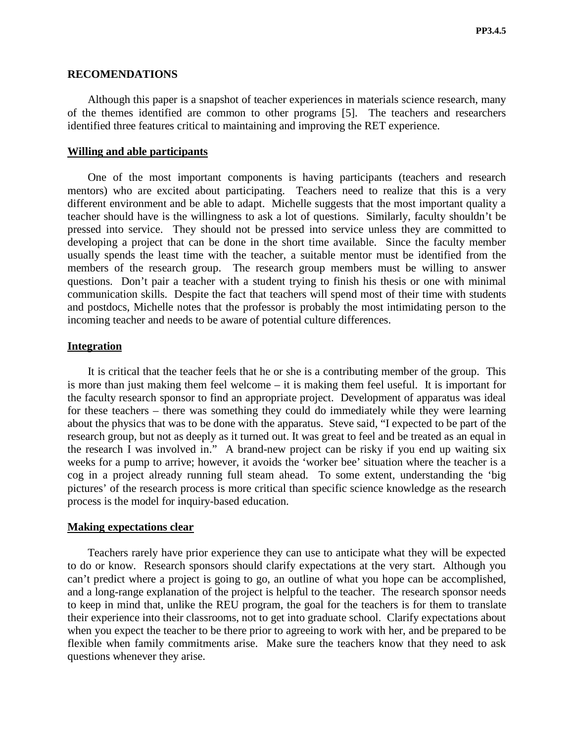## RECOMENDATIONS

Although this paper is a snapshot of teacher experiences in materials science research, many of the themes identified are common to other programs [5]. The teachers and researchers identified three features critical to maintaining and improving the RET experience.

### Willing and able participants

One of the most important components is having participants (teachers and research mentors) who are excited about participating. Teachers need to realize that this is a very different environment and be able to adapt. Michelle suggests that the most important quality a teacher should have is the willingness to ask a lot of questions. Similarly, faculty shouldn't be pressed into service. They should not be pressed into service unless they are committed to developing a project that can be done in the short time available. Since the faculty member usually spends the least time with the teacher, a suitable mentor must be identified from the members of the research group. The research group members must be willing to answer questions. Don't pair a teacher with a student trying to finish his thesis or one with minimal communication skills. Despite the fact that teachers will spend most of their time with students and postdocs, Michelle notes that the professor is probably the most intimidating person to the incoming teacher and needs to be aware of potential culture differences.

### Integration

It is critical that the teacher feels that he or she is a contributing member of the group. This is more than just making them feel welcome – it is making them feel useful. It is important for the faculty research sponsor to find an appropriate project. Development of apparatus was ideal for these teachers – there was something they could do immediately while they were learning about the physics that was to be done with the apparatus. Steve said, "I expected to be part of the research group, but not as deeply as it turned out. It was great to feel and be treated as an equal in the research I was involved in." A brand-new project can be risky if you end up waiting six weeks for a pump to arrive; however, it avoids the 'worker bee' situation where the teacher is a cog in a project already running full steam ahead. To some extent, understanding the 'big pictures' of the research process is more critical than specific science knowledge as the research process is the model for inquiry-based education.

### Making expectations clear

Teachers rarely have prior experience they can use to anticipate what they will be expected to do or know. Research sponsors should clarify expectations at the very start. Although you can't predict where a project is going to go, an outline of what you hope can be accomplished, and a long-range explanation of the project is helpful to the teacher. The research sponsor needs to keep in mind that, unlike the REU program, the goal for the teachers is for them to translate their experience into their classrooms, not to get into graduate school. Clarify expectations about when you expect the teacher to be there prior to agreeing to work with her, and be prepared to be flexible when family commitments arise. Make sure the teachers know that they need to ask questions whenever they arise.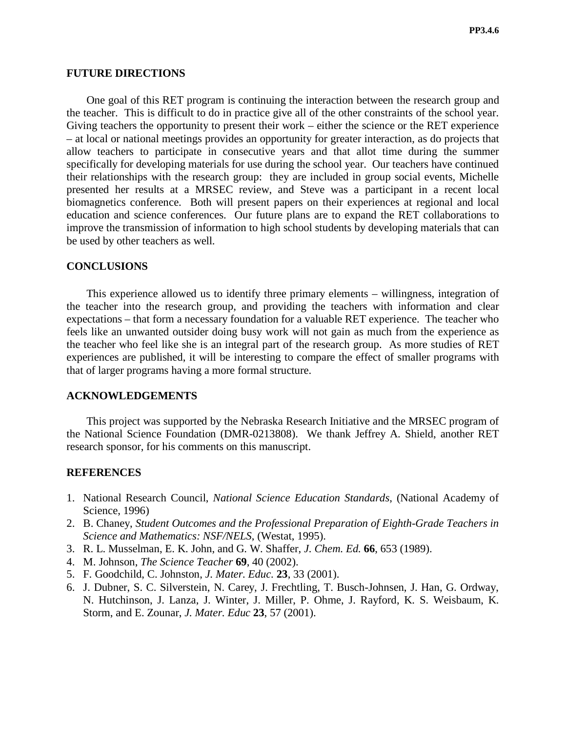## FUTURE DIRECTIONS

One goal of this RET program is continuing the interaction between the research group and the teacher. This is difficult to do in practice give all of the other constraints of the school year. Giving teachers the opportunity to present their work – either the science or the RET experience – at local or national meetings provides an opportunity for greater interaction, as do projects that allow teachers to participate in consecutive years and that allot time during the summer specifically for developing materials for use during the school year. Our teachers have continued their relationships with the research group: they are included in group social events, Michelle presented her results at a MRSEC review, and Steve was a participant in a recent local biomagnetics conference. Both will present papers on their experiences at regional and local education and science conferences. Our future plans are to expand the RET collaborations to improve the transmission of information to high school students by developing materials that can be used by other teachers as well.

## CONCLUSIONS

This experience allowed us to identify three primary elements – willingness, integration of the teacher into the research group, and providing the teachers with information and clear expectations – that form a necessary foundation for a valuable RET experience. The teacher who feels like an unwanted outsider doing busy work will not gain as much from the experience as the teacher who feel like she is an integral part of the research group. As more studies of RET experiences are published, it will be interesting to compare the effect of smaller programs with that of larger programs having a more formal structure.

## ACKNOWLEDGEMENTS

This project was supported by the Nebraska Research Initiative and the MRSEC program of the National Science Foundation (DMR-0213808). We thank Jeffrey A. Shield, another RET research sponsor, for his comments on this manuscript.

## REFERENCES

1. National Research Council, *National Science Education Standards*, (National Academy of Science, 1996)
2. B. Chaney, *Student Outcomes and the Professional Preparation of Eighth-Grade Teachers in Science and Mathematics: NSF/NELS*, (Westat, 1995).
3. R. L. Musselman, E. K. John, and G. W. Shaffer, *J. Chem. Ed.* **66**, 653 (1989).
4. M. Johnson, *The Science Teacher* **69**, 40 (2002).
5. F. Goodchild, C. Johnston, *J. Mater. Educ.* **23**, 33 (2001).
6. J. Dubner, S. C. Silverstein, N. Carey, J. Frechtling, T. Busch-Johnsen, J. Han, G. Ordway, N. Hutchinson, J. Lanza, J. Winter, J. Miller, P. Ohme, J. Rayford, K. S. Weisbaum, K. Storm, and E. Zounar, *J. Mater. Educ* **23**, 57 (2001).